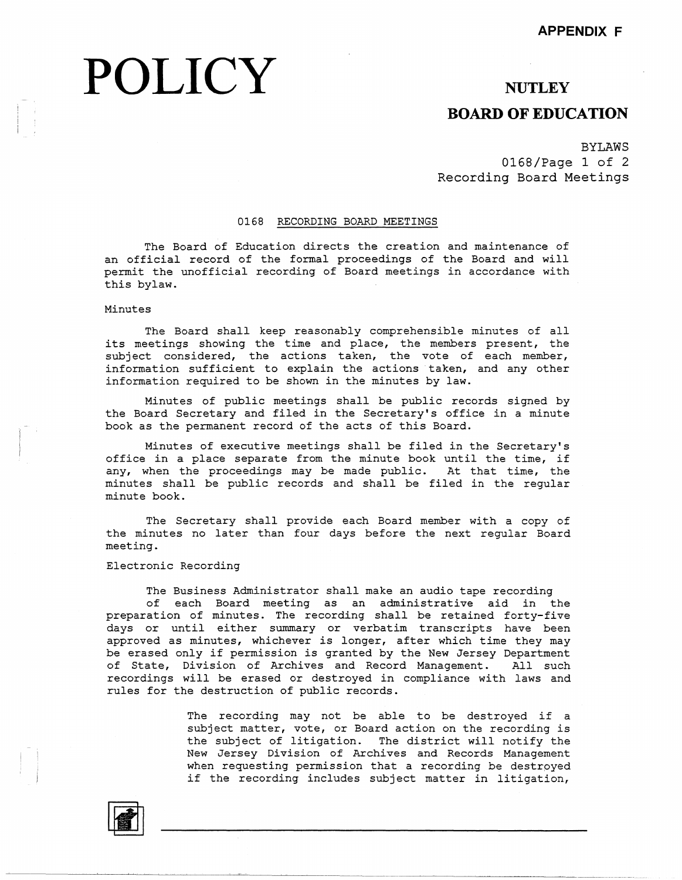APPENDIX F

# POLICY

## NUTLEY

## BOARD OF EDUCATION

BYLAWS

0168/Page 1 of 2

Recording Board Meetings

### 0168 RECORDING BOARD MEETINGS

The Board of Education directs the creation and maintenance of an official record of the formal proceedings of the Board and will permit the unofficial recording of Board meetings in accordance with this bylaw.

Minutes

The Board shall keep reasonably comprehensible minutes of all its meetings showing the time and place, the members present, the subject considered, the actions taken, the vote of each member, information sufficient to explain the actions taken, and any other information required to be shown in the minutes by law.

Minutes of public meetings shall be public records signed by the Board Secretary and filed in the Secretary's office in a minute book as the permanent record of the acts of this Board.

Minutes of executive meetings shall be filed in the Secretary's office in a place separate from the minute book until the time, if any, when the proceedings may be made public. At that time, the minutes shall be public records and shall be filed in the regular minute book.

The Secretary shall provide each Board member with a copy of the minutes no later than four days before the next regular Board meeting.

Electronic Recording

The Business Administrator shall make an audio tape recording of each Board meeting as an administrative aid in the preparation of minutes. The recording shall be retained forty-five days or until either summary or verbatim transcripts have been approved as minutes, whichever is longer, after which time they may be erased only if permission is granted by the New Jersey Department of State, Division of Archives and Record Management. All such recordings will be erased or destroyed in compliance with laws and rules for the destruction of public records.

The recording may not be able to be destroyed if a subject matter, vote, or Board action on the recording is the subject of litigation. The district will notify the New Jersey Division of Archives and Records Management when requesting permission that a recording be destroyed if the recording includes subject matter in litigation,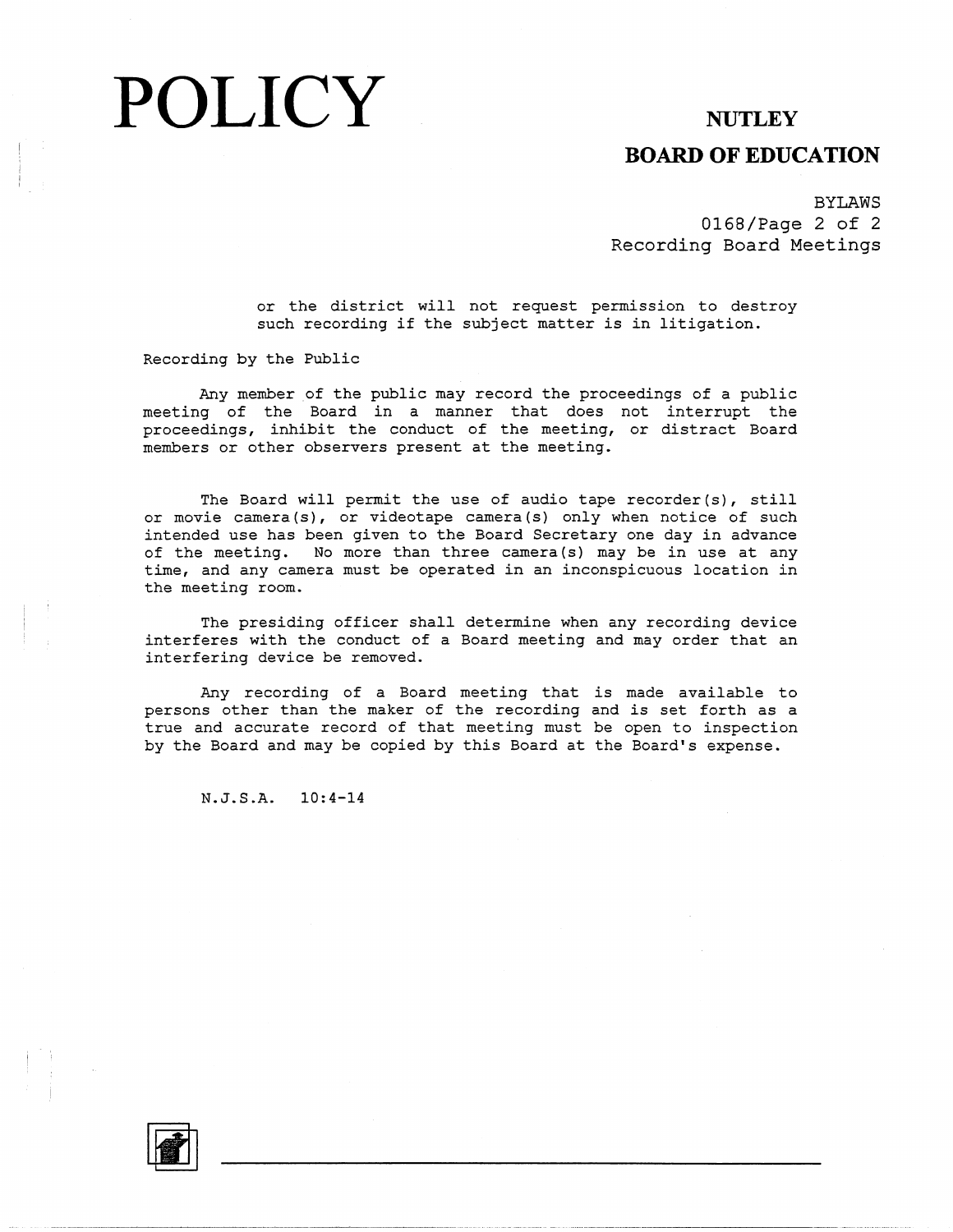or the district will not request permission to destroy such recording if the subject matter is in litigation.

Recording by the Public

Any member of the public may record the proceedings of a public meeting of the Board in a manner that does not interrupt the proceedings, inhibit the conduct of the meeting, or distract Board members or other observers present at the meeting.

The Board will permit the use of audio tape recorder(s), still or movie camera(s), or videotape camera(s) only when notice of such intended use has been given to the Board Secretary one day in advance of the meeting. No more than three camera(s) may be in use at any time, and any camera must be operated in an inconspicuous location in the meeting room.

The presiding officer shall determine when any recording device interferes with the conduct of a Board meeting and may order that an interfering device be removed.

Any recording of a Board meeting that is made available to persons other than the maker of the recording and is set forth as a true and accurate record of that meeting must be open to inspection by the Board and may be copied by this Board at the Board's expense.

N.J.S.A. 10:4-14